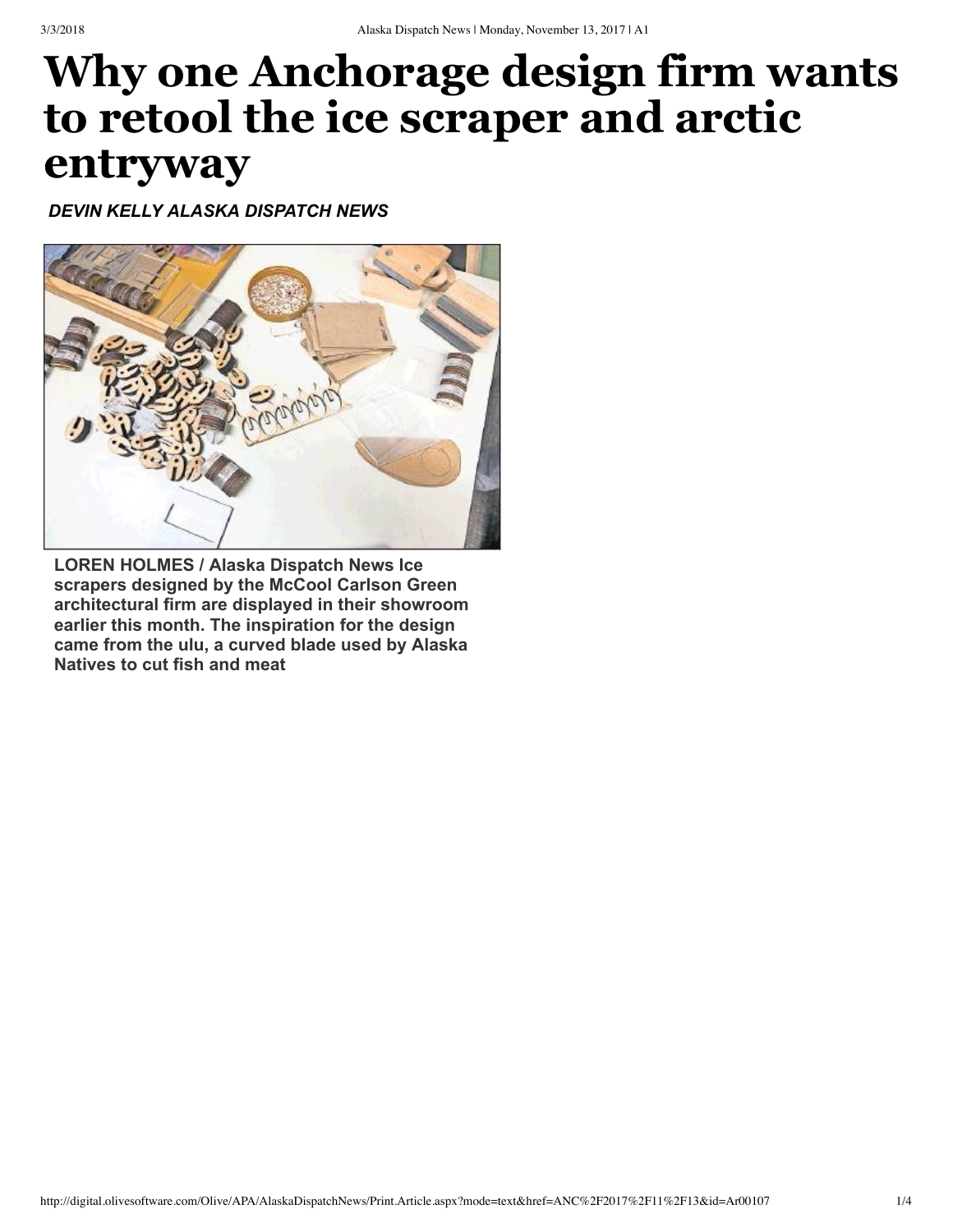# Why one Anchorage design firm wants to retool the ice scraper and arctic entryway

***DEVIN KELLY ALASKA DISPATCH NEWS***

**LOREN HOLMES / Alaska Dispatch News Ice scrapers designed by the McCool Carlson Green architectural firm are displayed in their showroom earlier this month. The inspiration for the design came from the ulu, a curved blade used by Alaska Natives to cut fish and meat**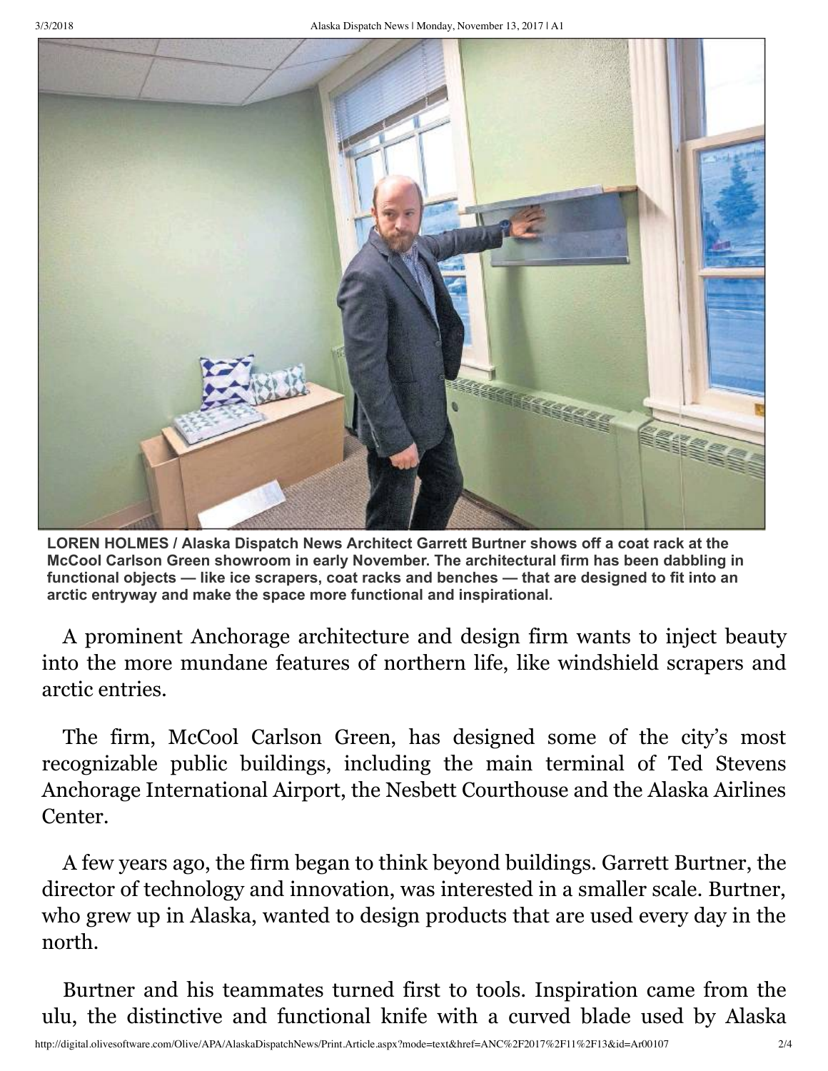**LOREN HOLMES / Alaska Dispatch News Architect Garrett Burtner shows off a coat rack at the McCool Carlson Green showroom in early November. The architectural firm has been dabbling in functional objects — like ice scrapers, coat racks and benches — that are designed to fit into an arctic entryway and make the space more functional and inspirational.**

A prominent Anchorage architecture and design firm wants to inject beauty into the more mundane features of northern life, like windshield scrapers and arctic entries.

The firm, McCool Carlson Green, has designed some of the city's most recognizable public buildings, including the main terminal of Ted Stevens Anchorage International Airport, the Nesbett Courthouse and the Alaska Airlines Center.

A few years ago, the firm began to think beyond buildings. Garrett Burtner, the director of technology and innovation, was interested in a smaller scale. Burtner, who grew up in Alaska, wanted to design products that are used every day in the north.

Burtner and his teammates turned first to tools. Inspiration came from the ulu, the distinctive and functional knife with a curved blade used by Alaska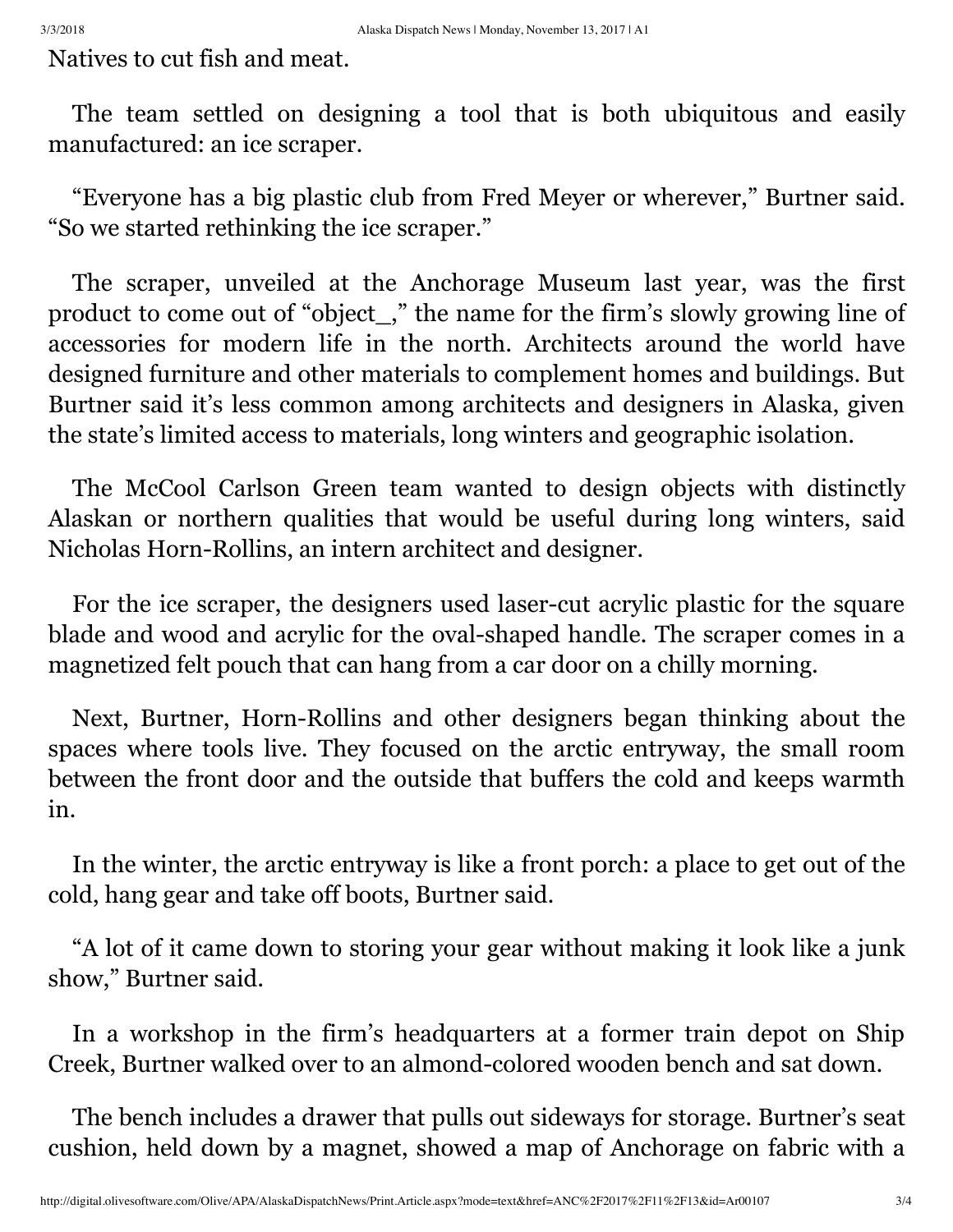Natives to cut fish and meat.

The team settled on designing a tool that is both ubiquitous and easily manufactured: an ice scraper.

"Everyone has a big plastic club from Fred Meyer or wherever," Burtner said. "So we started rethinking the ice scraper."

The scraper, unveiled at the Anchorage Museum last year, was the first product to come out of "object_," the name for the firm's slowly growing line of accessories for modern life in the north. Architects around the world have designed furniture and other materials to complement homes and buildings. But Burtner said it's less common among architects and designers in Alaska, given the state's limited access to materials, long winters and geographic isolation.

The McCool Carlson Green team wanted to design objects with distinctly Alaskan or northern qualities that would be useful during long winters, said Nicholas Horn-Rollins, an intern architect and designer.

For the ice scraper, the designers used laser-cut acrylic plastic for the square blade and wood and acrylic for the oval-shaped handle. The scraper comes in a magnetized felt pouch that can hang from a car door on a chilly morning.

Next, Burtner, Horn-Rollins and other designers began thinking about the spaces where tools live. They focused on the arctic entryway, the small room between the front door and the outside that buffers the cold and keeps warmth in.

In the winter, the arctic entryway is like a front porch: a place to get out of the cold, hang gear and take off boots, Burtner said.

"A lot of it came down to storing your gear without making it look like a junk show," Burtner said.

In a workshop in the firm's headquarters at a former train depot on Ship Creek, Burtner walked over to an almond-colored wooden bench and sat down.

The bench includes a drawer that pulls out sideways for storage. Burtner's seat cushion, held down by a magnet, showed a map of Anchorage on fabric with a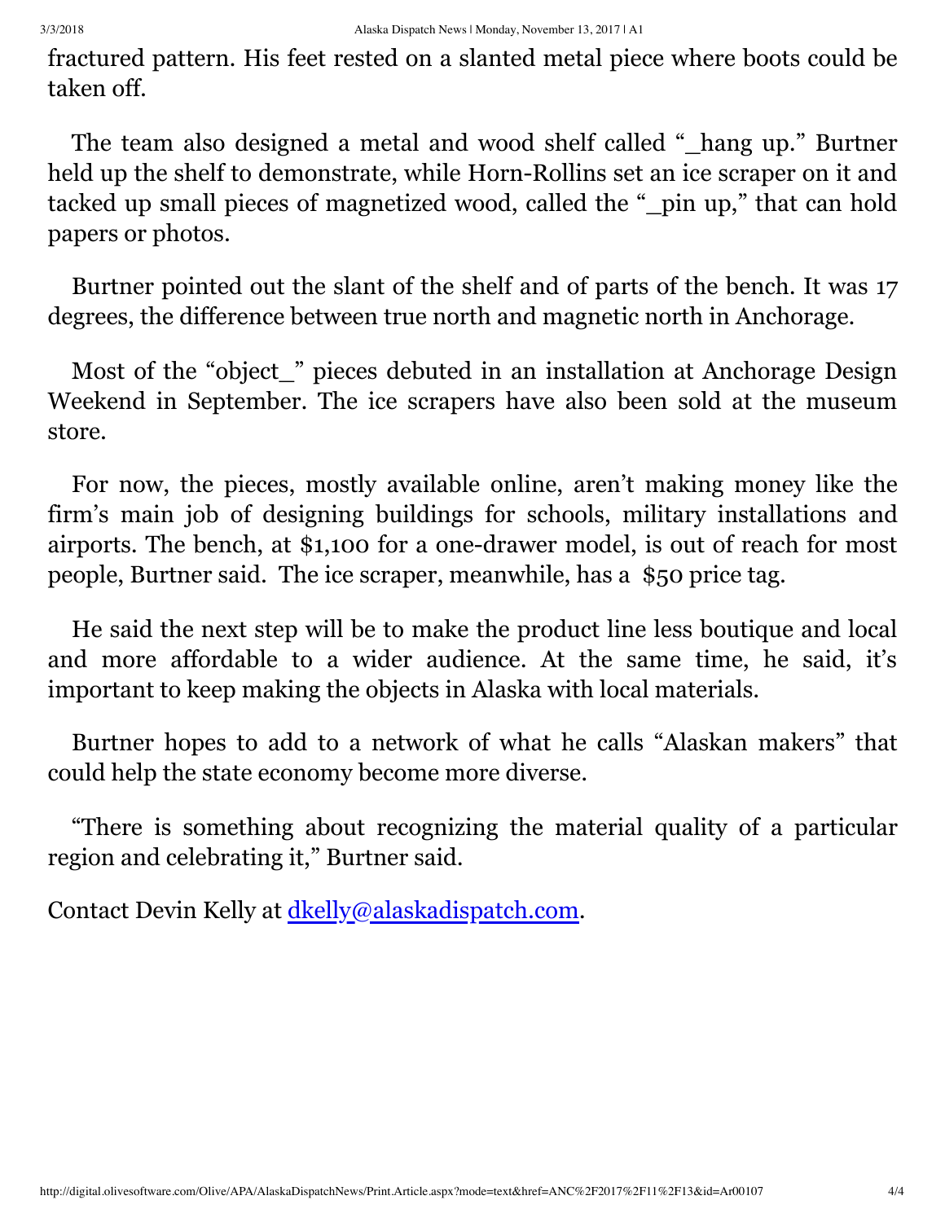fractured pattern. His feet rested on a slanted metal piece where boots could be taken off.

The team also designed a metal and wood shelf called "_hang up." Burtner held up the shelf to demonstrate, while Horn-Rollins set an ice scraper on it and tacked up small pieces of magnetized wood, called the "_pin up," that can hold papers or photos.

Burtner pointed out the slant of the shelf and of parts of the bench. It was 17 degrees, the difference between true north and magnetic north in Anchorage.

Most of the "object_" pieces debuted in an installation at Anchorage Design Weekend in September. The ice scrapers have also been sold at the museum store.

For now, the pieces, mostly available online, aren't making money like the firm's main job of designing buildings for schools, military installations and airports. The bench, at $1,100 for a one-drawer model, is out of reach for most people, Burtner said. The ice scraper, meanwhile, has a $50 price tag.

He said the next step will be to make the product line less boutique and local and more affordable to a wider audience. At the same time, he said, it's important to keep making the objects in Alaska with local materials.

Burtner hopes to add to a network of what he calls "Alaskan makers" that could help the state economy become more diverse.

"There is something about recognizing the material quality of a particular region and celebrating it," Burtner said.

Contact Devin Kelly at [dkelly@alaskadispatch.com](mailto:dkelly@alaskadispatch.com).